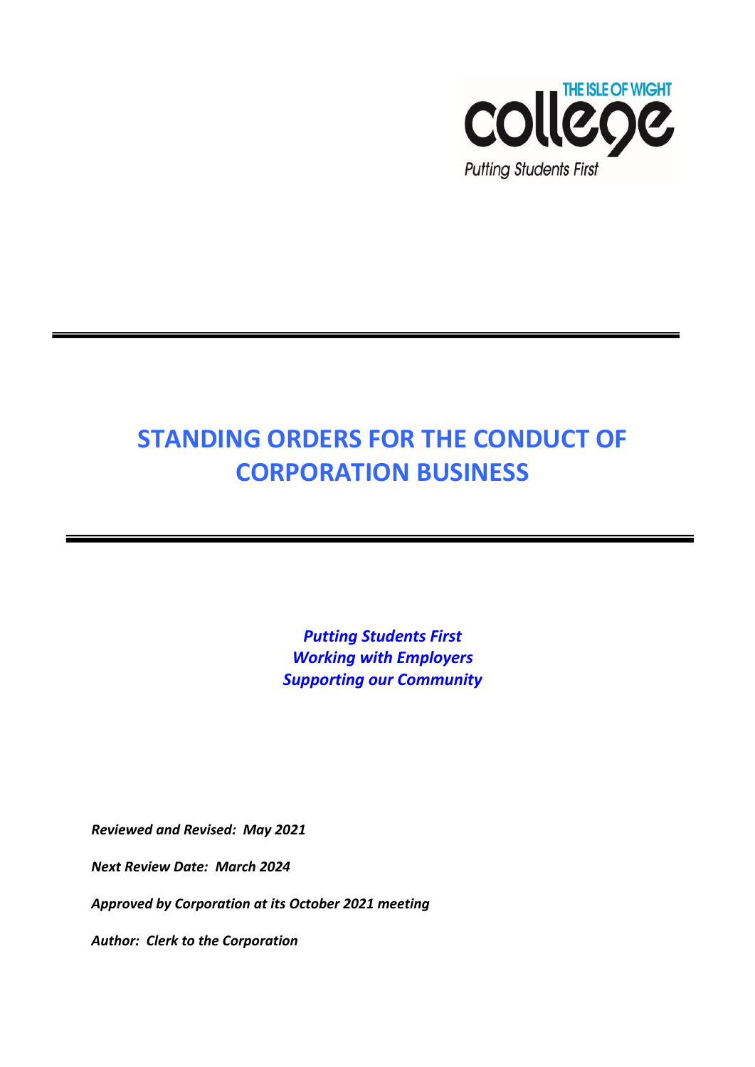THE ISLE OF WIGHT

college

Putting Students First

# STANDING ORDERS FOR THE CONDUCT OF CORPORATION BUSINESS

***Putting Students First***
***Working with Employers***
***Supporting our Community***

***Reviewed and Revised: May 2021***

***Next Review Date: March 2024***

***Approved by Corporation at its October 2021 meeting***

***Author: Clerk to the Corporation***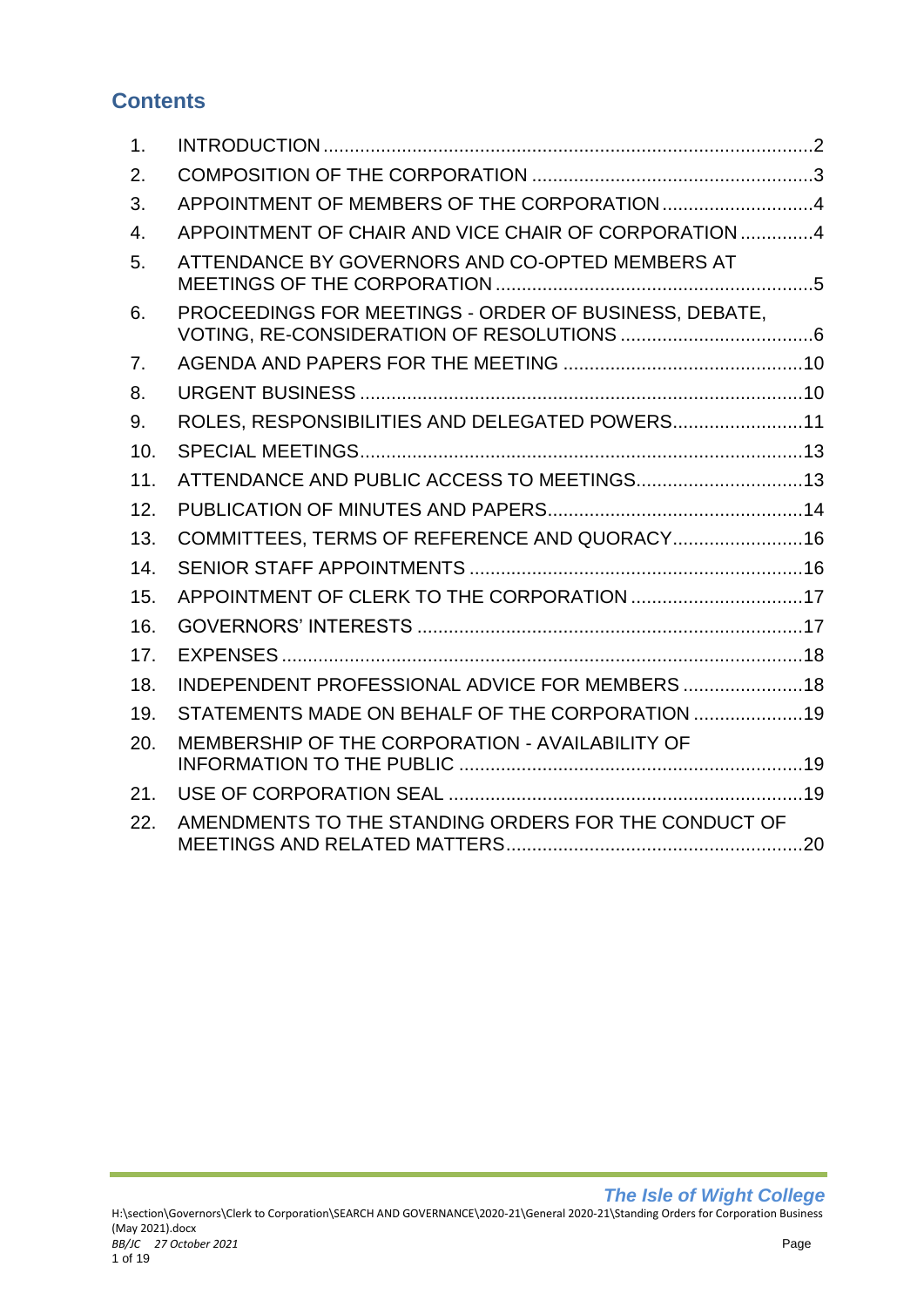## Contents

| | | |
|---|---|---|
| 1. | INTRODUCTION | 2 |
| 2. | COMPOSITION OF THE CORPORATION | 3 |
| 3. | APPOINTMENT OF MEMBERS OF THE CORPORATION | 4 |
| 4. | APPOINTMENT OF CHAIR AND VICE CHAIR OF CORPORATION | 4 |
| 5. | ATTENDANCE BY GOVERNORS AND CO-OPTED MEMBERS AT MEETINGS OF THE CORPORATION | 5 |
| 6. | PROCEEDINGS FOR MEETINGS - ORDER OF BUSINESS, DEBATE, VOTING, RE-CONSIDERATION OF RESOLUTIONS | 6 |
| 7. | AGENDA AND PAPERS FOR THE MEETING | 10 |
| 8. | URGENT BUSINESS | 10 |
| 9. | ROLES, RESPONSIBILITIES AND DELEGATED POWERS | 11 |
| 10. | SPECIAL MEETINGS | 13 |
| 11. | ATTENDANCE AND PUBLIC ACCESS TO MEETINGS | 13 |
| 12. | PUBLICATION OF MINUTES AND PAPERS | 14 |
| 13. | COMMITTEES, TERMS OF REFERENCE AND QUORACY | 16 |
| 14. | SENIOR STAFF APPOINTMENTS | 16 |
| 15. | APPOINTMENT OF CLERK TO THE CORPORATION | 17 |
| 16. | GOVERNORS' INTERESTS | 17 |
| 17. | EXPENSES | 18 |
| 18. | INDEPENDENT PROFESSIONAL ADVICE FOR MEMBERS | 18 |
| 19. | STATEMENTS MADE ON BEHALF OF THE CORPORATION | 19 |
| 20. | MEMBERSHIP OF THE CORPORATION - AVAILABILITY OF INFORMATION TO THE PUBLIC | 19 |
| 21. | USE OF CORPORATION SEAL | 19 |
| 22. | AMENDMENTS TO THE STANDING ORDERS FOR THE CONDUCT OF MEETINGS AND RELATED MATTERS | 20 |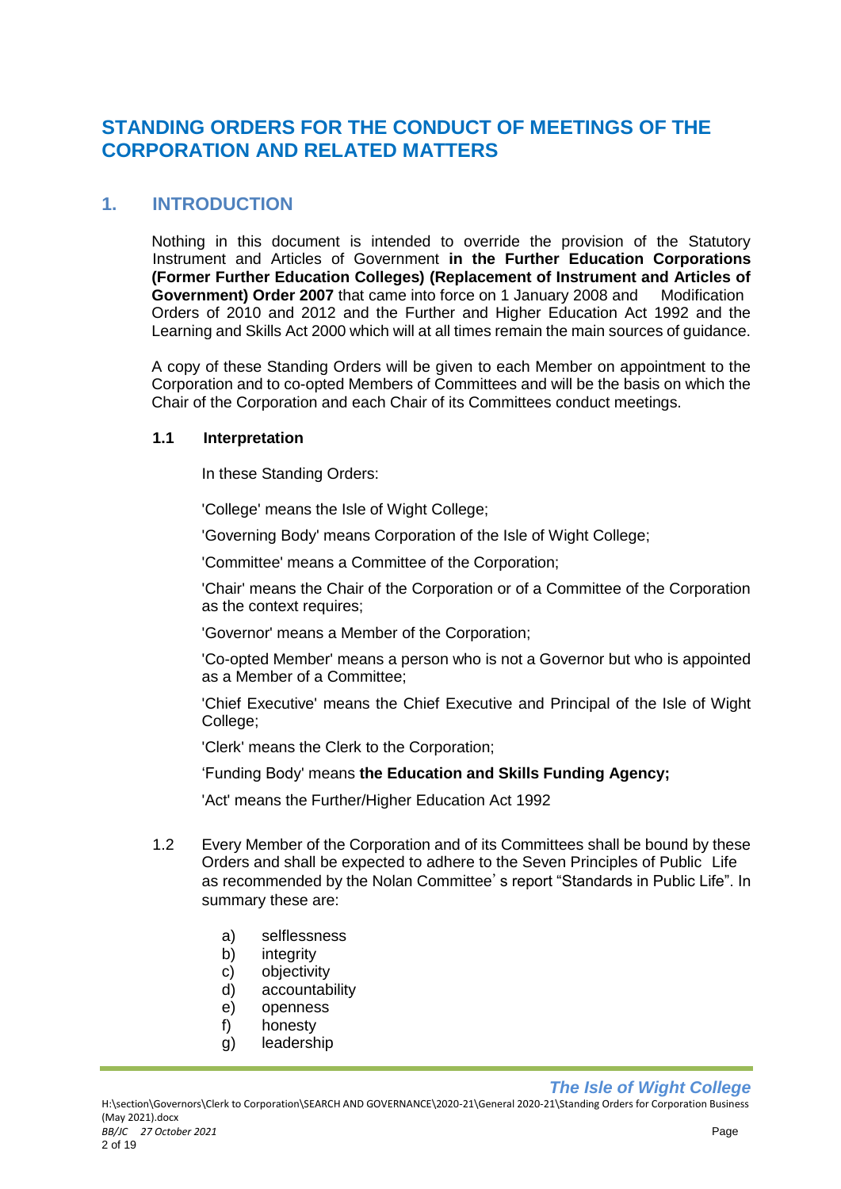# STANDING ORDERS FOR THE CONDUCT OF MEETINGS OF THE CORPORATION AND RELATED MATTERS

## 1. INTRODUCTION

Nothing in this document is intended to override the provision of the Statutory Instrument and Articles of Government **in the Further Education Corporations (Former Further Education Colleges) (Replacement of Instrument and Articles of Government) Order 2007** that came into force on 1 January 2008 and Modification Orders of 2010 and 2012 and the Further and Higher Education Act 1992 and the Learning and Skills Act 2000 which will at all times remain the main sources of guidance.

A copy of these Standing Orders will be given to each Member on appointment to the Corporation and to co-opted Members of Committees and will be the basis on which the Chair of the Corporation and each Chair of its Committees conduct meetings.

### 1.1 Interpretation

In these Standing Orders:

'College' means the Isle of Wight College;

'Governing Body' means Corporation of the Isle of Wight College;

'Committee' means a Committee of the Corporation;

'Chair' means the Chair of the Corporation or of a Committee of the Corporation as the context requires;

'Governor' means a Member of the Corporation;

'Co-opted Member' means a person who is not a Governor but who is appointed as a Member of a Committee;

'Chief Executive' means the Chief Executive and Principal of the Isle of Wight College;

'Clerk' means the Clerk to the Corporation;

'Funding Body' means **the Education and Skills Funding Agency;**

'Act' means the Further/Higher Education Act 1992

1.2 Every Member of the Corporation and of its Committees shall be bound by these Orders and shall be expected to adhere to the Seven Principles of Public Life as recommended by the Nolan Committee's report "Standards in Public Life". In summary these are:

a) selflessness
b) integrity
c) objectivity
d) accountability
e) openness
f) honesty
g) leadership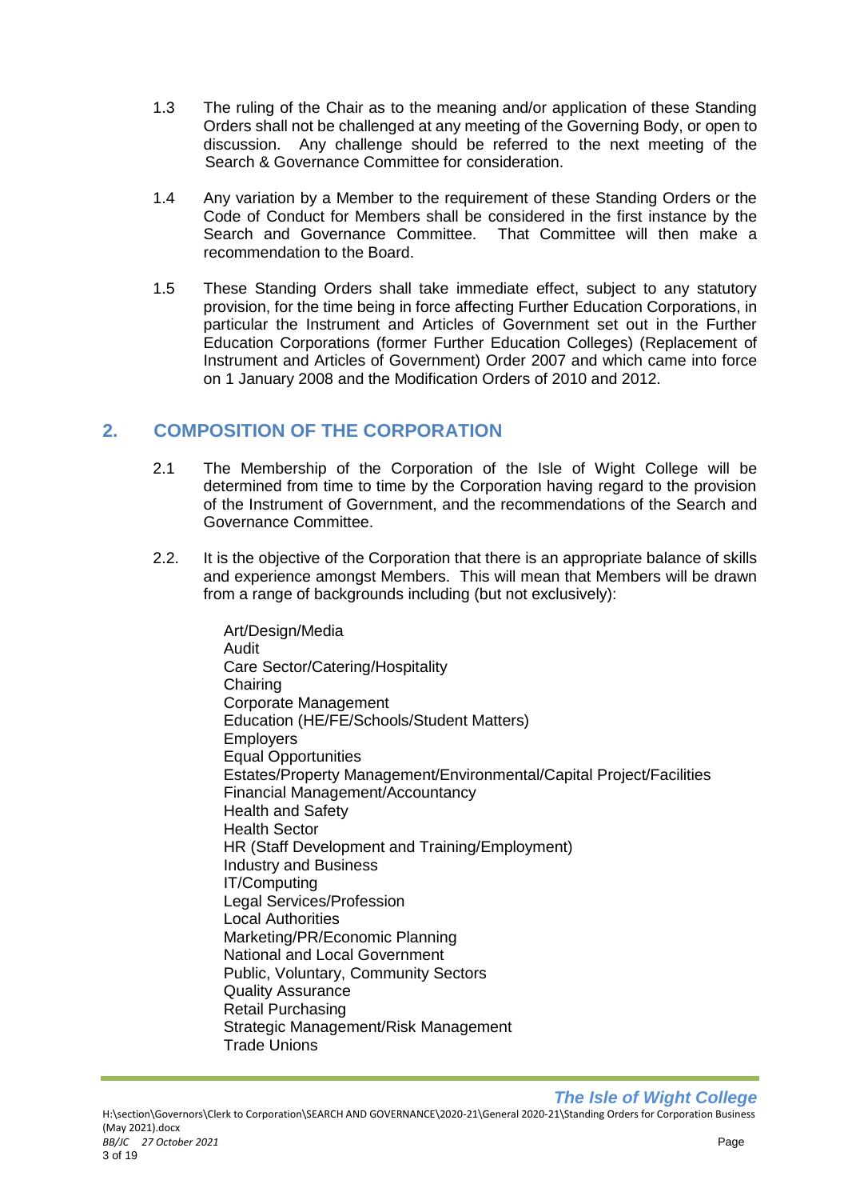1.3 The ruling of the Chair as to the meaning and/or application of these Standing Orders shall not be challenged at any meeting of the Governing Body, or open to discussion. Any challenge should be referred to the next meeting of the Search & Governance Committee for consideration.

1.4 Any variation by a Member to the requirement of these Standing Orders or the Code of Conduct for Members shall be considered in the first instance by the Search and Governance Committee. That Committee will then make a recommendation to the Board.

1.5 These Standing Orders shall take immediate effect, subject to any statutory provision, for the time being in force affecting Further Education Corporations, in particular the Instrument and Articles of Government set out in the Further Education Corporations (former Further Education Colleges) (Replacement of Instrument and Articles of Government) Order 2007 and which came into force on 1 January 2008 and the Modification Orders of 2010 and 2012.

## 2. COMPOSITION OF THE CORPORATION

2.1 The Membership of the Corporation of the Isle of Wight College will be determined from time to time by the Corporation having regard to the provision of the Instrument of Government, and the recommendations of the Search and Governance Committee.

2.2. It is the objective of the Corporation that there is an appropriate balance of skills and experience amongst Members. This will mean that Members will be drawn from a range of backgrounds including (but not exclusively):

Art/Design/Media
Audit
Care Sector/Catering/Hospitality
Chairing
Corporate Management
Education (HE/FE/Schools/Student Matters)
Employers
Equal Opportunities
Estates/Property Management/Environmental/Capital Project/Facilities
Financial Management/Accountancy
Health and Safety
Health Sector
HR (Staff Development and Training/Employment)
Industry and Business
IT/Computing
Legal Services/Profession
Local Authorities
Marketing/PR/Economic Planning
National and Local Government
Public, Voluntary, Community Sectors
Quality Assurance
Retail Purchasing
Strategic Management/Risk Management
Trade Unions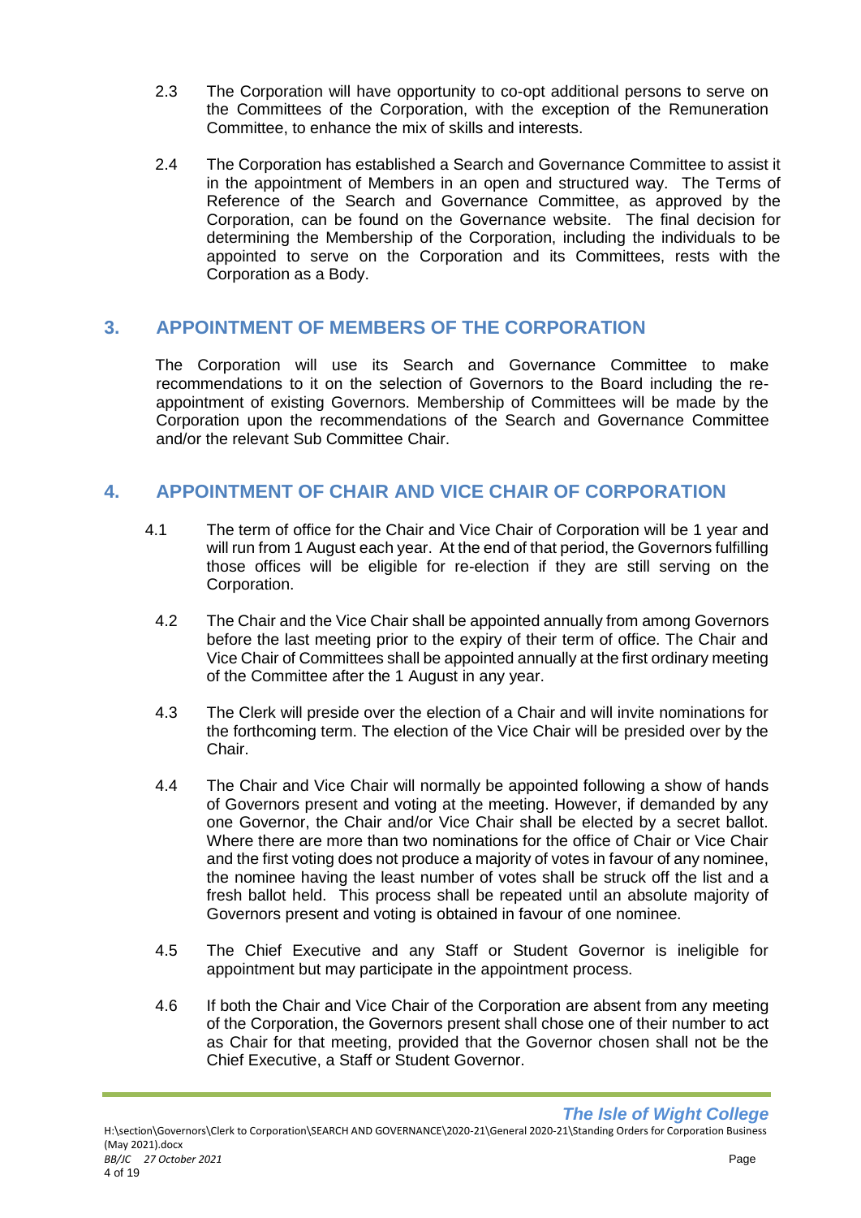2.3 The Corporation will have opportunity to co-opt additional persons to serve on the Committees of the Corporation, with the exception of the Remuneration Committee, to enhance the mix of skills and interests.

2.4 The Corporation has established a Search and Governance Committee to assist it in the appointment of Members in an open and structured way. The Terms of Reference of the Search and Governance Committee, as approved by the Corporation, can be found on the Governance website. The final decision for determining the Membership of the Corporation, including the individuals to be appointed to serve on the Corporation and its Committees, rests with the Corporation as a Body.

## 3. APPOINTMENT OF MEMBERS OF THE CORPORATION

The Corporation will use its Search and Governance Committee to make recommendations to it on the selection of Governors to the Board including the re-appointment of existing Governors. Membership of Committees will be made by the Corporation upon the recommendations of the Search and Governance Committee and/or the relevant Sub Committee Chair.

## 4. APPOINTMENT OF CHAIR AND VICE CHAIR OF CORPORATION

4.1 The term of office for the Chair and Vice Chair of Corporation will be 1 year and will run from 1 August each year. At the end of that period, the Governors fulfilling those offices will be eligible for re-election if they are still serving on the Corporation.

4.2 The Chair and the Vice Chair shall be appointed annually from among Governors before the last meeting prior to the expiry of their term of office. The Chair and Vice Chair of Committees shall be appointed annually at the first ordinary meeting of the Committee after the 1 August in any year.

4.3 The Clerk will preside over the election of a Chair and will invite nominations for the forthcoming term. The election of the Vice Chair will be presided over by the Chair.

4.4 The Chair and Vice Chair will normally be appointed following a show of hands of Governors present and voting at the meeting. However, if demanded by any one Governor, the Chair and/or Vice Chair shall be elected by a secret ballot. Where there are more than two nominations for the office of Chair or Vice Chair and the first voting does not produce a majority of votes in favour of any nominee, the nominee having the least number of votes shall be struck off the list and a fresh ballot held. This process shall be repeated until an absolute majority of Governors present and voting is obtained in favour of one nominee.

4.5 The Chief Executive and any Staff or Student Governor is ineligible for appointment but may participate in the appointment process.

4.6 If both the Chair and Vice Chair of the Corporation are absent from any meeting of the Corporation, the Governors present shall chose one of their number to act as Chair for that meeting, provided that the Governor chosen shall not be the Chief Executive, a Staff or Student Governor.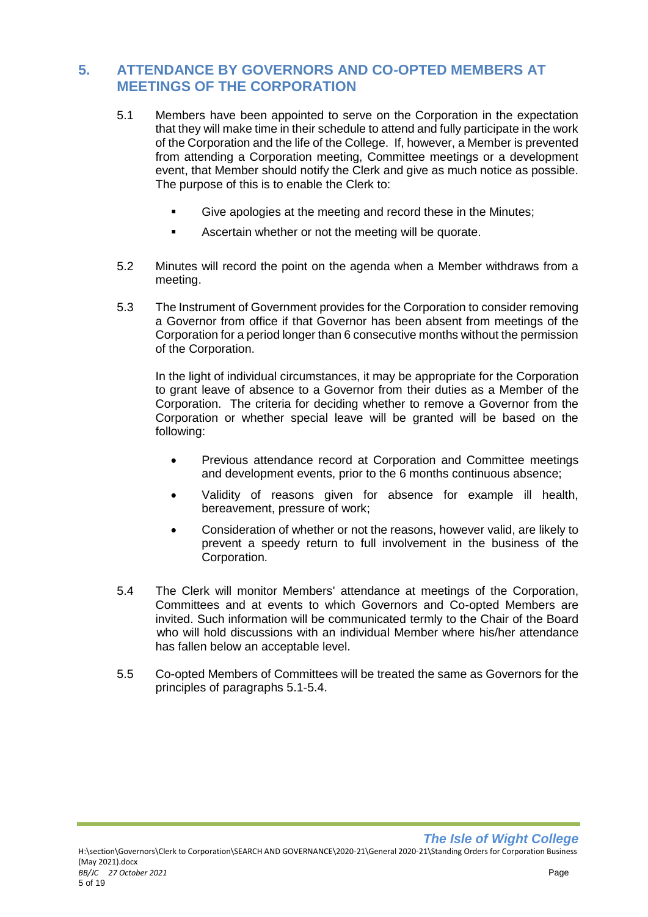## 5. ATTENDANCE BY GOVERNORS AND CO-OPTED MEMBERS AT MEETINGS OF THE CORPORATION

5.1 Members have been appointed to serve on the Corporation in the expectation that they will make time in their schedule to attend and fully participate in the work of the Corporation and the life of the College. If, however, a Member is prevented from attending a Corporation meeting, Committee meetings or a development event, that Member should notify the Clerk and give as much notice as possible. The purpose of this is to enable the Clerk to:

- Give apologies at the meeting and record these in the Minutes;
- Ascertain whether or not the meeting will be quorate.

5.2 Minutes will record the point on the agenda when a Member withdraws from a meeting.

5.3 The Instrument of Government provides for the Corporation to consider removing a Governor from office if that Governor has been absent from meetings of the Corporation for a period longer than 6 consecutive months without the permission of the Corporation.

In the light of individual circumstances, it may be appropriate for the Corporation to grant leave of absence to a Governor from their duties as a Member of the Corporation. The criteria for deciding whether to remove a Governor from the Corporation or whether special leave will be granted will be based on the following:

- Previous attendance record at Corporation and Committee meetings and development events, prior to the 6 months continuous absence;
- Validity of reasons given for absence for example ill health, bereavement, pressure of work;
- Consideration of whether or not the reasons, however valid, are likely to prevent a speedy return to full involvement in the business of the Corporation.

5.4 The Clerk will monitor Members' attendance at meetings of the Corporation, Committees and at events to which Governors and Co-opted Members are invited. Such information will be communicated termly to the Chair of the Board who will hold discussions with an individual Member where his/her attendance has fallen below an acceptable level.

5.5 Co-opted Members of Committees will be treated the same as Governors for the principles of paragraphs 5.1-5.4.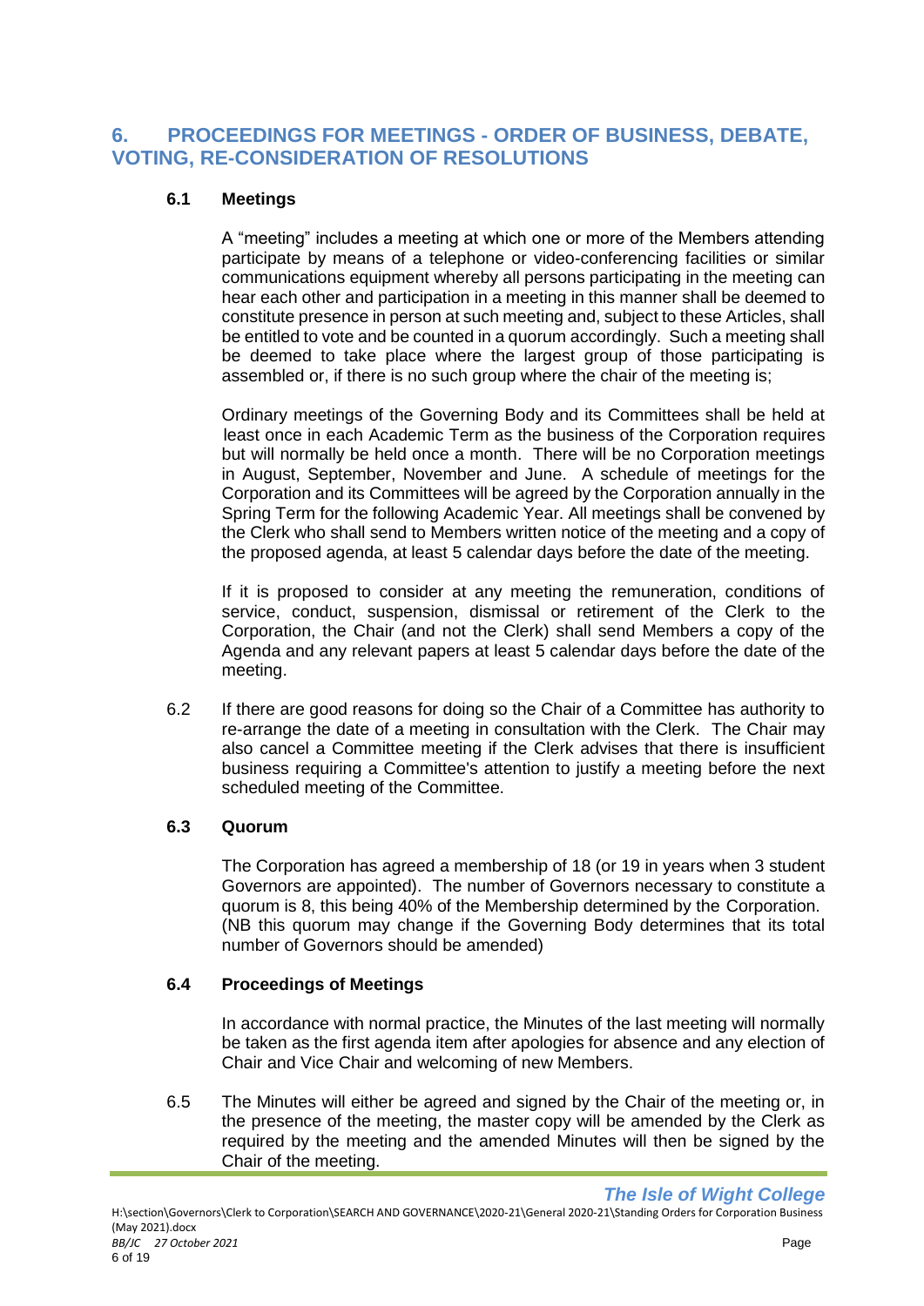## 6. PROCEEDINGS FOR MEETINGS - ORDER OF BUSINESS, DEBATE, VOTING, RE-CONSIDERATION OF RESOLUTIONS

### 6.1 Meetings

A "meeting" includes a meeting at which one or more of the Members attending participate by means of a telephone or video-conferencing facilities or similar communications equipment whereby all persons participating in the meeting can hear each other and participation in a meeting in this manner shall be deemed to constitute presence in person at such meeting and, subject to these Articles, shall be entitled to vote and be counted in a quorum accordingly. Such a meeting shall be deemed to take place where the largest group of those participating is assembled or, if there is no such group where the chair of the meeting is;

Ordinary meetings of the Governing Body and its Committees shall be held at least once in each Academic Term as the business of the Corporation requires but will normally be held once a month. There will be no Corporation meetings in August, September, November and June. A schedule of meetings for the Corporation and its Committees will be agreed by the Corporation annually in the Spring Term for the following Academic Year. All meetings shall be convened by the Clerk who shall send to Members written notice of the meeting and a copy of the proposed agenda, at least 5 calendar days before the date of the meeting.

If it is proposed to consider at any meeting the remuneration, conditions of service, conduct, suspension, dismissal or retirement of the Clerk to the Corporation, the Chair (and not the Clerk) shall send Members a copy of the Agenda and any relevant papers at least 5 calendar days before the date of the meeting.

6.2 If there are good reasons for doing so the Chair of a Committee has authority to re-arrange the date of a meeting in consultation with the Clerk. The Chair may also cancel a Committee meeting if the Clerk advises that there is insufficient business requiring a Committee's attention to justify a meeting before the next scheduled meeting of the Committee.

### 6.3 Quorum

The Corporation has agreed a membership of 18 (or 19 in years when 3 student Governors are appointed). The number of Governors necessary to constitute a quorum is 8, this being 40% of the Membership determined by the Corporation. (NB this quorum may change if the Governing Body determines that its total number of Governors should be amended)

### 6.4 Proceedings of Meetings

In accordance with normal practice, the Minutes of the last meeting will normally be taken as the first agenda item after apologies for absence and any election of Chair and Vice Chair and welcoming of new Members.

6.5 The Minutes will either be agreed and signed by the Chair of the meeting or, in the presence of the meeting, the master copy will be amended by the Clerk as required by the meeting and the amended Minutes will then be signed by the Chair of the meeting.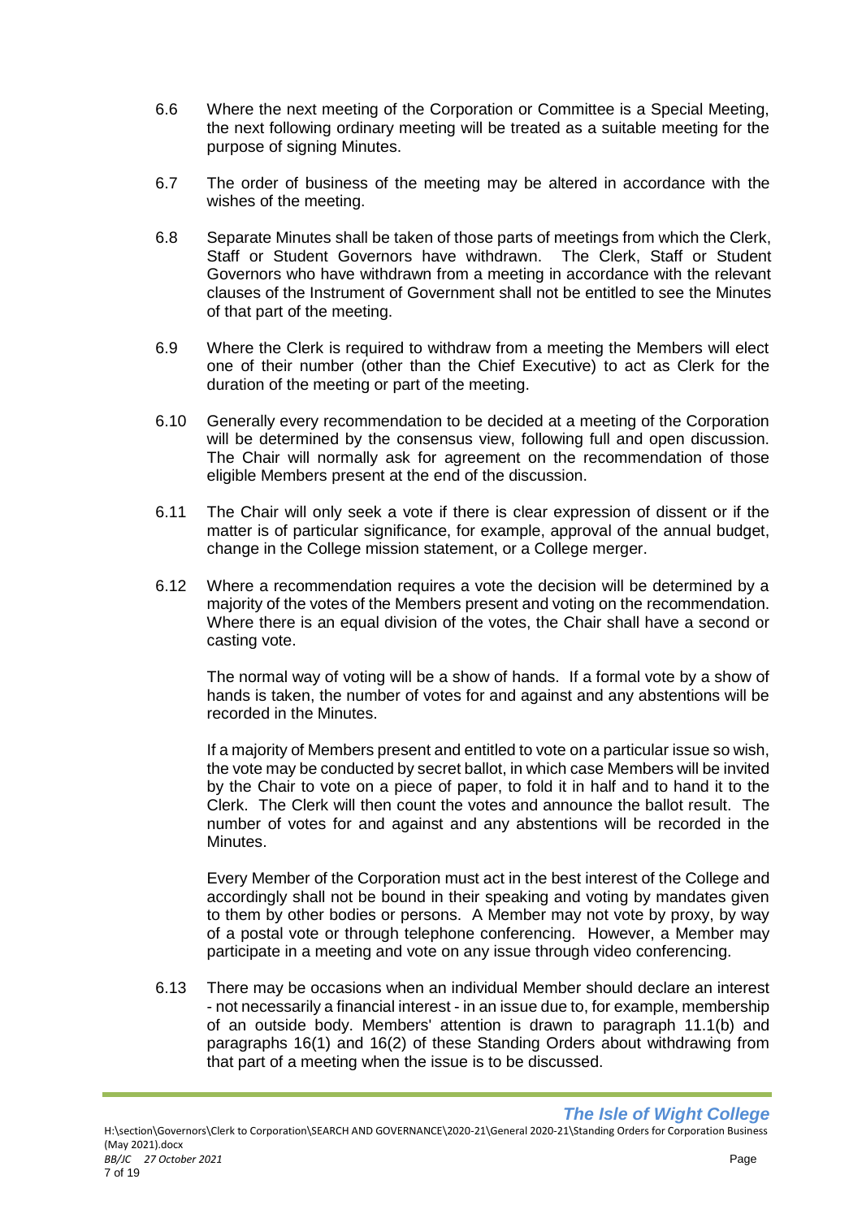6.6 Where the next meeting of the Corporation or Committee is a Special Meeting, the next following ordinary meeting will be treated as a suitable meeting for the purpose of signing Minutes.

6.7 The order of business of the meeting may be altered in accordance with the wishes of the meeting.

6.8 Separate Minutes shall be taken of those parts of meetings from which the Clerk, Staff or Student Governors have withdrawn. The Clerk, Staff or Student Governors who have withdrawn from a meeting in accordance with the relevant clauses of the Instrument of Government shall not be entitled to see the Minutes of that part of the meeting.

6.9 Where the Clerk is required to withdraw from a meeting the Members will elect one of their number (other than the Chief Executive) to act as Clerk for the duration of the meeting or part of the meeting.

6.10 Generally every recommendation to be decided at a meeting of the Corporation will be determined by the consensus view, following full and open discussion. The Chair will normally ask for agreement on the recommendation of those eligible Members present at the end of the discussion.

6.11 The Chair will only seek a vote if there is clear expression of dissent or if the matter is of particular significance, for example, approval of the annual budget, change in the College mission statement, or a College merger.

6.12 Where a recommendation requires a vote the decision will be determined by a majority of the votes of the Members present and voting on the recommendation. Where there is an equal division of the votes, the Chair shall have a second or casting vote.

The normal way of voting will be a show of hands. If a formal vote by a show of hands is taken, the number of votes for and against and any abstentions will be recorded in the Minutes.

If a majority of Members present and entitled to vote on a particular issue so wish, the vote may be conducted by secret ballot, in which case Members will be invited by the Chair to vote on a piece of paper, to fold it in half and to hand it to the Clerk. The Clerk will then count the votes and announce the ballot result. The number of votes for and against and any abstentions will be recorded in the Minutes.

Every Member of the Corporation must act in the best interest of the College and accordingly shall not be bound in their speaking and voting by mandates given to them by other bodies or persons. A Member may not vote by proxy, by way of a postal vote or through telephone conferencing. However, a Member may participate in a meeting and vote on any issue through video conferencing.

6.13 There may be occasions when an individual Member should declare an interest - not necessarily a financial interest - in an issue due to, for example, membership of an outside body. Members' attention is drawn to paragraph 11.1(b) and paragraphs 16(1) and 16(2) of these Standing Orders about withdrawing from that part of a meeting when the issue is to be discussed.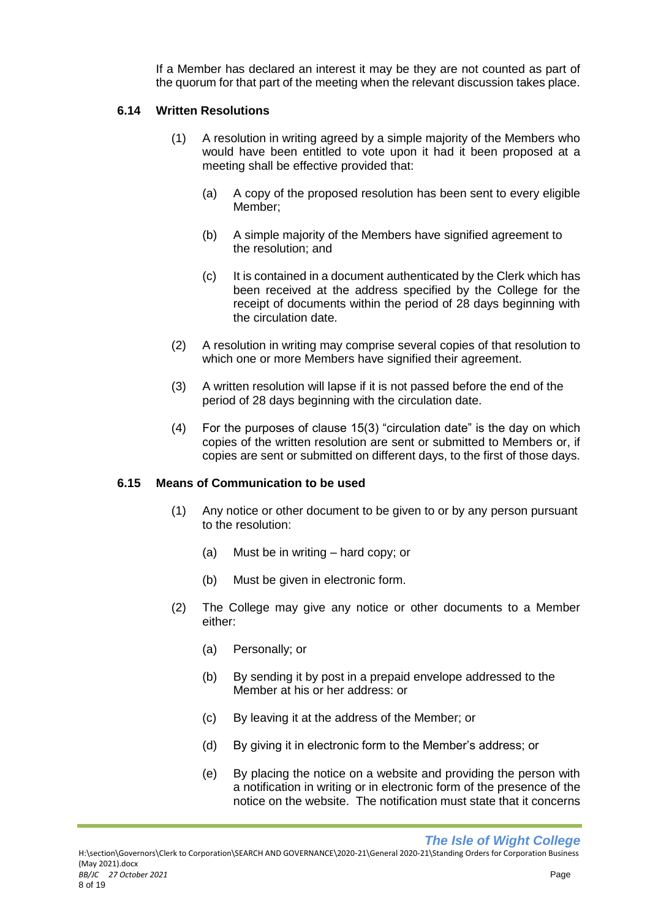If a Member has declared an interest it may be they are not counted as part of the quorum for that part of the meeting when the relevant discussion takes place.

### 6.14 Written Resolutions

(1) A resolution in writing agreed by a simple majority of the Members who would have been entitled to vote upon it had it been proposed at a meeting shall be effective provided that:

(a) A copy of the proposed resolution has been sent to every eligible Member;

(b) A simple majority of the Members have signified agreement to the resolution; and

(c) It is contained in a document authenticated by the Clerk which has been received at the address specified by the College for the receipt of documents within the period of 28 days beginning with the circulation date.

(2) A resolution in writing may comprise several copies of that resolution to which one or more Members have signified their agreement.

(3) A written resolution will lapse if it is not passed before the end of the period of 28 days beginning with the circulation date.

(4) For the purposes of clause 15(3) "circulation date" is the day on which copies of the written resolution are sent or submitted to Members or, if copies are sent or submitted on different days, to the first of those days.

### 6.15 Means of Communication to be used

(1) Any notice or other document to be given to or by any person pursuant to the resolution:

(a) Must be in writing – hard copy; or

(b) Must be given in electronic form.

(2) The College may give any notice or other documents to a Member either:

(a) Personally; or

(b) By sending it by post in a prepaid envelope addressed to the Member at his or her address: or

(c) By leaving it at the address of the Member; or

(d) By giving it in electronic form to the Member's address; or

(e) By placing the notice on a website and providing the person with a notification in writing or in electronic form of the presence of the notice on the website. The notification must state that it concerns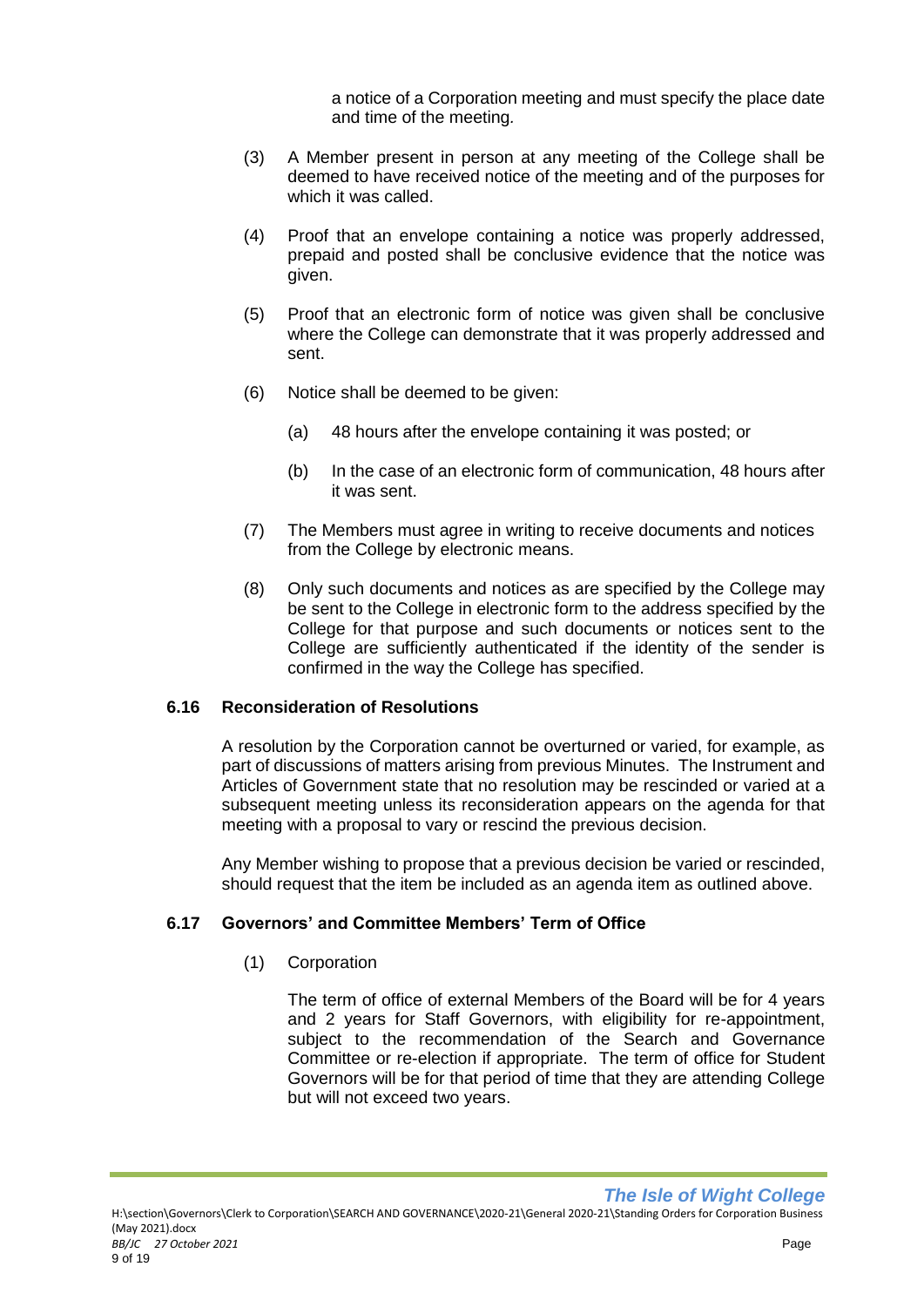a notice of a Corporation meeting and must specify the place date and time of the meeting.

(3) A Member present in person at any meeting of the College shall be deemed to have received notice of the meeting and of the purposes for which it was called.

(4) Proof that an envelope containing a notice was properly addressed, prepaid and posted shall be conclusive evidence that the notice was given.

(5) Proof that an electronic form of notice was given shall be conclusive where the College can demonstrate that it was properly addressed and sent.

(6) Notice shall be deemed to be given:

(a) 48 hours after the envelope containing it was posted; or

(b) In the case of an electronic form of communication, 48 hours after it was sent.

(7) The Members must agree in writing to receive documents and notices from the College by electronic means.

(8) Only such documents and notices as are specified by the College may be sent to the College in electronic form to the address specified by the College for that purpose and such documents or notices sent to the College are sufficiently authenticated if the identity of the sender is confirmed in the way the College has specified.

### 6.16 Reconsideration of Resolutions

A resolution by the Corporation cannot be overturned or varied, for example, as part of discussions of matters arising from previous Minutes. The Instrument and Articles of Government state that no resolution may be rescinded or varied at a subsequent meeting unless its reconsideration appears on the agenda for that meeting with a proposal to vary or rescind the previous decision.

Any Member wishing to propose that a previous decision be varied or rescinded, should request that the item be included as an agenda item as outlined above.

### 6.17 Governors' and Committee Members' Term of Office

(1) Corporation

The term of office of external Members of the Board will be for 4 years and 2 years for Staff Governors, with eligibility for re-appointment, subject to the recommendation of the Search and Governance Committee or re-election if appropriate. The term of office for Student Governors will be for that period of time that they are attending College but will not exceed two years.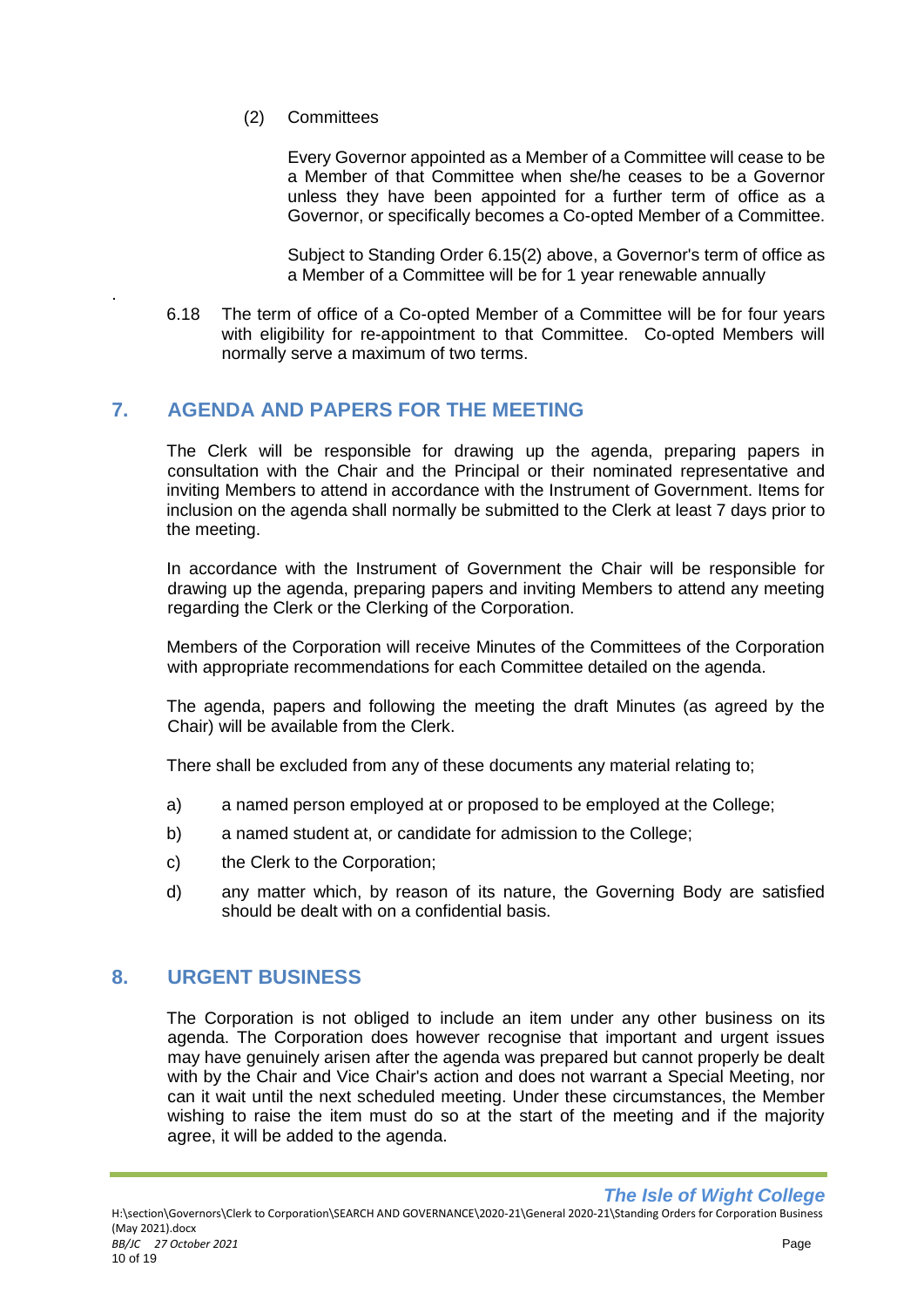(2) Committees

Every Governor appointed as a Member of a Committee will cease to be a Member of that Committee when she/he ceases to be a Governor unless they have been appointed for a further term of office as a Governor, or specifically becomes a Co-opted Member of a Committee.

Subject to Standing Order 6.15(2) above, a Governor's term of office as a Member of a Committee will be for 1 year renewable annually

6.18 The term of office of a Co-opted Member of a Committee will be for four years with eligibility for re-appointment to that Committee. Co-opted Members will normally serve a maximum of two terms.

## 7. AGENDA AND PAPERS FOR THE MEETING

The Clerk will be responsible for drawing up the agenda, preparing papers in consultation with the Chair and the Principal or their nominated representative and inviting Members to attend in accordance with the Instrument of Government. Items for inclusion on the agenda shall normally be submitted to the Clerk at least 7 days prior to the meeting.

In accordance with the Instrument of Government the Chair will be responsible for drawing up the agenda, preparing papers and inviting Members to attend any meeting regarding the Clerk or the Clerking of the Corporation.

Members of the Corporation will receive Minutes of the Committees of the Corporation with appropriate recommendations for each Committee detailed on the agenda.

The agenda, papers and following the meeting the draft Minutes (as agreed by the Chair) will be available from the Clerk.

There shall be excluded from any of these documents any material relating to;

a) a named person employed at or proposed to be employed at the College;

b) a named student at, or candidate for admission to the College;

c) the Clerk to the Corporation;

d) any matter which, by reason of its nature, the Governing Body are satisfied should be dealt with on a confidential basis.

## 8. URGENT BUSINESS

The Corporation is not obliged to include an item under any other business on its agenda. The Corporation does however recognise that important and urgent issues may have genuinely arisen after the agenda was prepared but cannot properly be dealt with by the Chair and Vice Chair's action and does not warrant a Special Meeting, nor can it wait until the next scheduled meeting. Under these circumstances, the Member wishing to raise the item must do so at the start of the meeting and if the majority agree, it will be added to the agenda.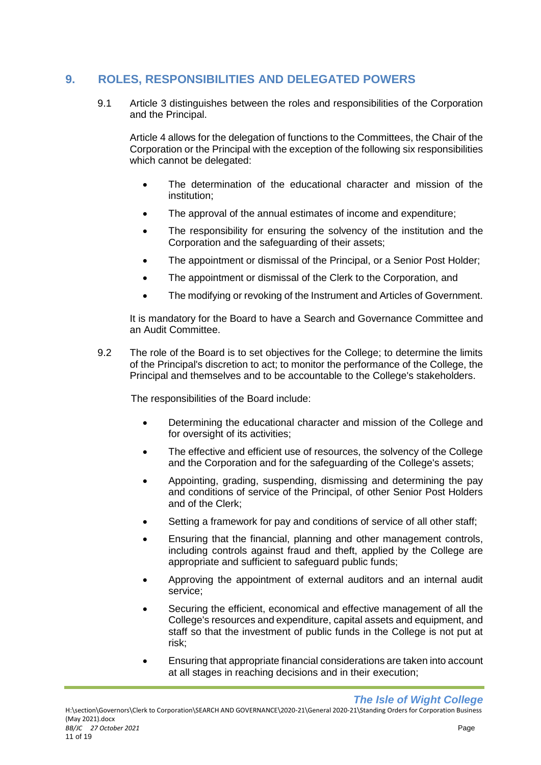## 9. ROLES, RESPONSIBILITIES AND DELEGATED POWERS

9.1 Article 3 distinguishes between the roles and responsibilities of the Corporation and the Principal.

Article 4 allows for the delegation of functions to the Committees, the Chair of the Corporation or the Principal with the exception of the following six responsibilities which cannot be delegated:

- The determination of the educational character and mission of the institution;
- The approval of the annual estimates of income and expenditure;
- The responsibility for ensuring the solvency of the institution and the Corporation and the safeguarding of their assets;
- The appointment or dismissal of the Principal, or a Senior Post Holder;
- The appointment or dismissal of the Clerk to the Corporation, and
- The modifying or revoking of the Instrument and Articles of Government.

It is mandatory for the Board to have a Search and Governance Committee and an Audit Committee.

9.2 The role of the Board is to set objectives for the College; to determine the limits of the Principal's discretion to act; to monitor the performance of the College, the Principal and themselves and to be accountable to the College's stakeholders.

The responsibilities of the Board include:

- Determining the educational character and mission of the College and for oversight of its activities;
- The effective and efficient use of resources, the solvency of the College and the Corporation and for the safeguarding of the College's assets;
- Appointing, grading, suspending, dismissing and determining the pay and conditions of service of the Principal, of other Senior Post Holders and of the Clerk;
- Setting a framework for pay and conditions of service of all other staff;
- Ensuring that the financial, planning and other management controls, including controls against fraud and theft, applied by the College are appropriate and sufficient to safeguard public funds;
- Approving the appointment of external auditors and an internal audit service;
- Securing the efficient, economical and effective management of all the College's resources and expenditure, capital assets and equipment, and staff so that the investment of public funds in the College is not put at risk;
- Ensuring that appropriate financial considerations are taken into account at all stages in reaching decisions and in their execution;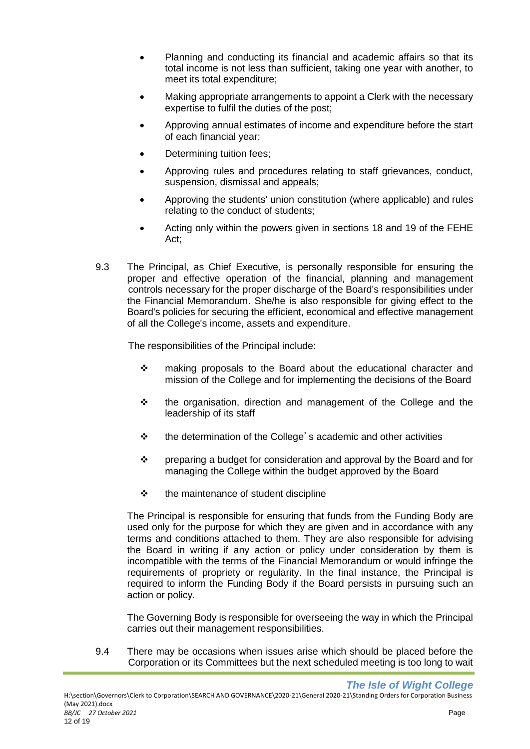- Planning and conducting its financial and academic affairs so that its total income is not less than sufficient, taking one year with another, to meet its total expenditure;
- Making appropriate arrangements to appoint a Clerk with the necessary expertise to fulfil the duties of the post;
- Approving annual estimates of income and expenditure before the start of each financial year;
- Determining tuition fees;
- Approving rules and procedures relating to staff grievances, conduct, suspension, dismissal and appeals;
- Approving the students' union constitution (where applicable) and rules relating to the conduct of students;
- Acting only within the powers given in sections 18 and 19 of the FEHE Act;

9.3 The Principal, as Chief Executive, is personally responsible for ensuring the proper and effective operation of the financial, planning and management controls necessary for the proper discharge of the Board's responsibilities under the Financial Memorandum. She/he is also responsible for giving effect to the Board's policies for securing the efficient, economical and effective management of all the College's income, assets and expenditure.

The responsibilities of the Principal include:

- making proposals to the Board about the educational character and mission of the College and for implementing the decisions of the Board
- the organisation, direction and management of the College and the leadership of its staff
- the determination of the College's academic and other activities
- preparing a budget for consideration and approval by the Board and for managing the College within the budget approved by the Board
- the maintenance of student discipline

The Principal is responsible for ensuring that funds from the Funding Body are used only for the purpose for which they are given and in accordance with any terms and conditions attached to them. They are also responsible for advising the Board in writing if any action or policy under consideration by them is incompatible with the terms of the Financial Memorandum or would infringe the requirements of propriety or regularity. In the final instance, the Principal is required to inform the Funding Body if the Board persists in pursuing such an action or policy.

The Governing Body is responsible for overseeing the way in which the Principal carries out their management responsibilities.

9.4 There may be occasions when issues arise which should be placed before the Corporation or its Committees but the next scheduled meeting is too long to wait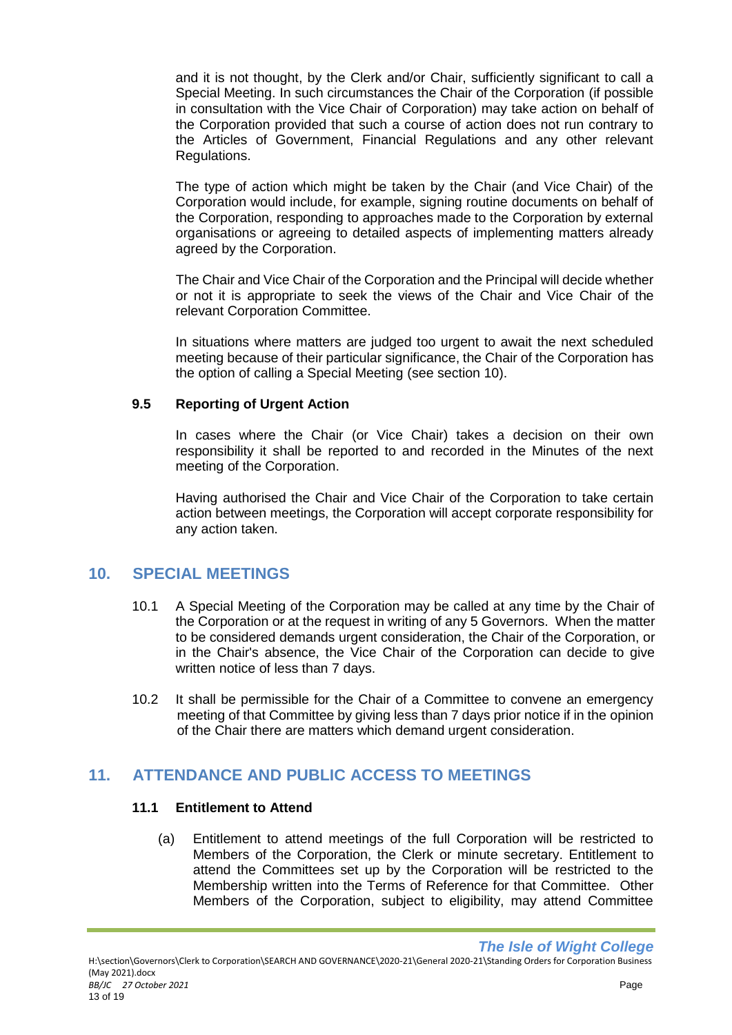and it is not thought, by the Clerk and/or Chair, sufficiently significant to call a Special Meeting. In such circumstances the Chair of the Corporation (if possible in consultation with the Vice Chair of Corporation) may take action on behalf of the Corporation provided that such a course of action does not run contrary to the Articles of Government, Financial Regulations and any other relevant Regulations.

The type of action which might be taken by the Chair (and Vice Chair) of the Corporation would include, for example, signing routine documents on behalf of the Corporation, responding to approaches made to the Corporation by external organisations or agreeing to detailed aspects of implementing matters already agreed by the Corporation.

The Chair and Vice Chair of the Corporation and the Principal will decide whether or not it is appropriate to seek the views of the Chair and Vice Chair of the relevant Corporation Committee.

In situations where matters are judged too urgent to await the next scheduled meeting because of their particular significance, the Chair of the Corporation has the option of calling a Special Meeting (see section 10).

### 9.5 Reporting of Urgent Action

In cases where the Chair (or Vice Chair) takes a decision on their own responsibility it shall be reported to and recorded in the Minutes of the next meeting of the Corporation.

Having authorised the Chair and Vice Chair of the Corporation to take certain action between meetings, the Corporation will accept corporate responsibility for any action taken.

## 10. SPECIAL MEETINGS

10.1 A Special Meeting of the Corporation may be called at any time by the Chair of the Corporation or at the request in writing of any 5 Governors. When the matter to be considered demands urgent consideration, the Chair of the Corporation, or in the Chair's absence, the Vice Chair of the Corporation can decide to give written notice of less than 7 days.

10.2 It shall be permissible for the Chair of a Committee to convene an emergency meeting of that Committee by giving less than 7 days prior notice if in the opinion of the Chair there are matters which demand urgent consideration.

## 11. ATTENDANCE AND PUBLIC ACCESS TO MEETINGS

### 11.1 Entitlement to Attend

(a) Entitlement to attend meetings of the full Corporation will be restricted to Members of the Corporation, the Clerk or minute secretary. Entitlement to attend the Committees set up by the Corporation will be restricted to the Membership written into the Terms of Reference for that Committee. Other Members of the Corporation, subject to eligibility, may attend Committee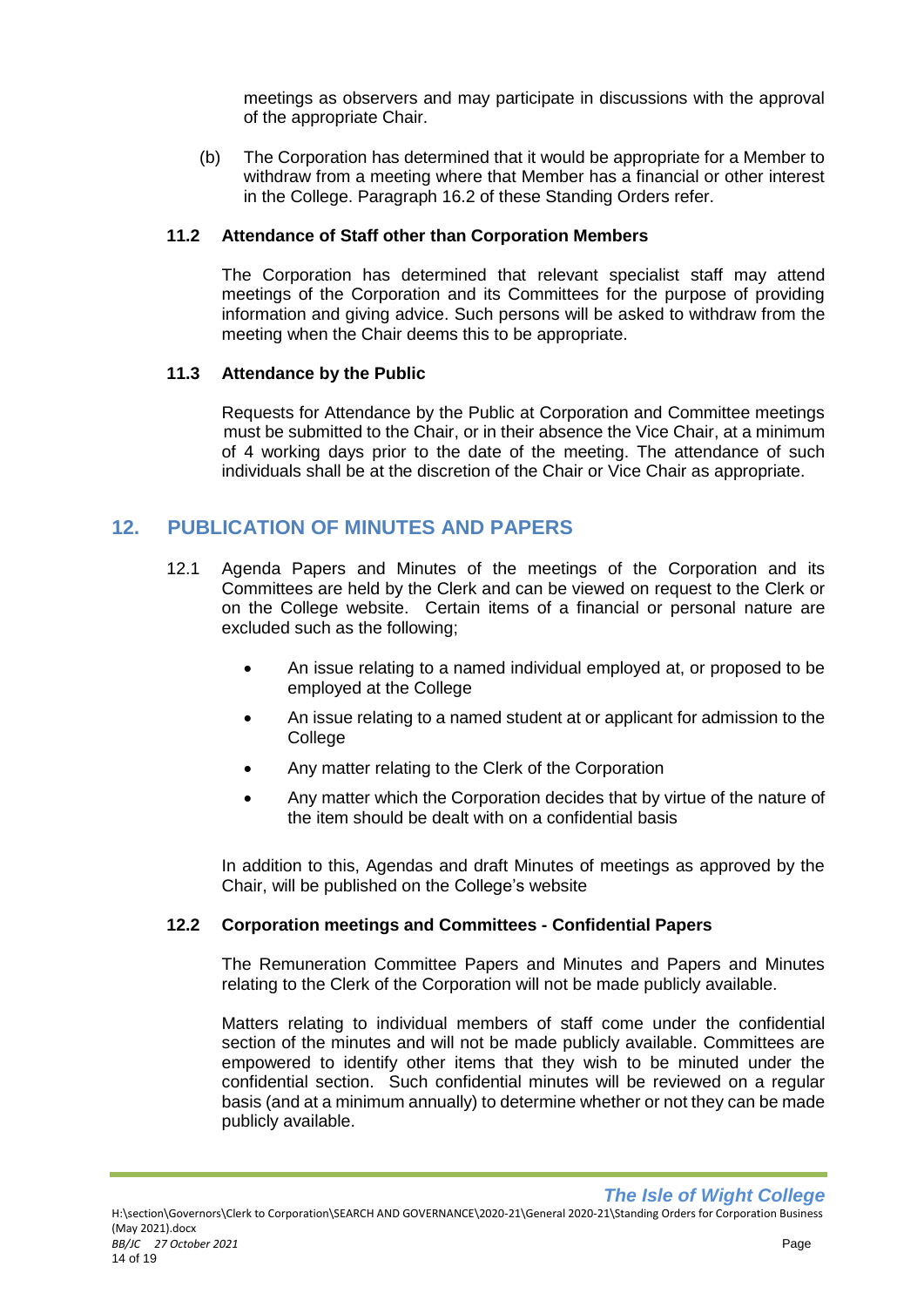meetings as observers and may participate in discussions with the approval of the appropriate Chair.

(b) The Corporation has determined that it would be appropriate for a Member to withdraw from a meeting where that Member has a financial or other interest in the College. Paragraph 16.2 of these Standing Orders refer.

**11.2 Attendance of Staff other than Corporation Members**

The Corporation has determined that relevant specialist staff may attend meetings of the Corporation and its Committees for the purpose of providing information and giving advice. Such persons will be asked to withdraw from the meeting when the Chair deems this to be appropriate.

**11.3 Attendance by the Public**

Requests for Attendance by the Public at Corporation and Committee meetings must be submitted to the Chair, or in their absence the Vice Chair, at a minimum of 4 working days prior to the date of the meeting. The attendance of such individuals shall be at the discretion of the Chair or Vice Chair as appropriate.

## 12. PUBLICATION OF MINUTES AND PAPERS

12.1 Agenda Papers and Minutes of the meetings of the Corporation and its Committees are held by the Clerk and can be viewed on request to the Clerk or on the College website. Certain items of a financial or personal nature are excluded such as the following;

- An issue relating to a named individual employed at, or proposed to be employed at the College
- An issue relating to a named student at or applicant for admission to the College
- Any matter relating to the Clerk of the Corporation
- Any matter which the Corporation decides that by virtue of the nature of the item should be dealt with on a confidential basis

In addition to this, Agendas and draft Minutes of meetings as approved by the Chair, will be published on the College's website

**12.2 Corporation meetings and Committees - Confidential Papers**

The Remuneration Committee Papers and Minutes and Papers and Minutes relating to the Clerk of the Corporation will not be made publicly available.

Matters relating to individual members of staff come under the confidential section of the minutes and will not be made publicly available. Committees are empowered to identify other items that they wish to be minuted under the confidential section. Such confidential minutes will be reviewed on a regular basis (and at a minimum annually) to determine whether or not they can be made publicly available.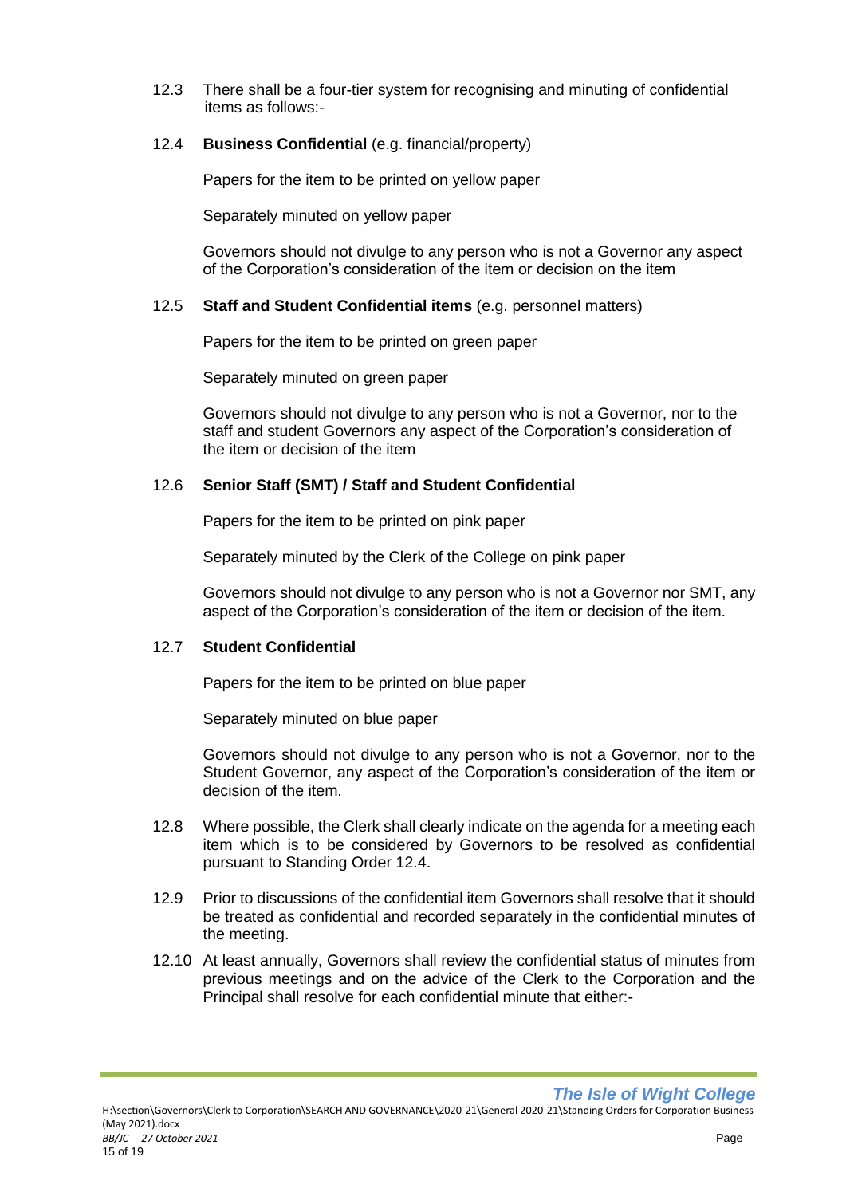12.3 There shall be a four-tier system for recognising and minuting of confidential items as follows:-

12.4 **Business Confidential** (e.g. financial/property)

Papers for the item to be printed on yellow paper

Separately minuted on yellow paper

Governors should not divulge to any person who is not a Governor any aspect of the Corporation's consideration of the item or decision on the item

12.5 **Staff and Student Confidential items** (e.g. personnel matters)

Papers for the item to be printed on green paper

Separately minuted on green paper

Governors should not divulge to any person who is not a Governor, nor to the staff and student Governors any aspect of the Corporation's consideration of the item or decision of the item

12.6 **Senior Staff (SMT) / Staff and Student Confidential**

Papers for the item to be printed on pink paper

Separately minuted by the Clerk of the College on pink paper

Governors should not divulge to any person who is not a Governor nor SMT, any aspect of the Corporation's consideration of the item or decision of the item.

12.7 **Student Confidential**

Papers for the item to be printed on blue paper

Separately minuted on blue paper

Governors should not divulge to any person who is not a Governor, nor to the Student Governor, any aspect of the Corporation's consideration of the item or decision of the item.

12.8 Where possible, the Clerk shall clearly indicate on the agenda for a meeting each item which is to be considered by Governors to be resolved as confidential pursuant to Standing Order 12.4.

12.9 Prior to discussions of the confidential item Governors shall resolve that it should be treated as confidential and recorded separately in the confidential minutes of the meeting.

12.10 At least annually, Governors shall review the confidential status of minutes from previous meetings and on the advice of the Clerk to the Corporation and the Principal shall resolve for each confidential minute that either:-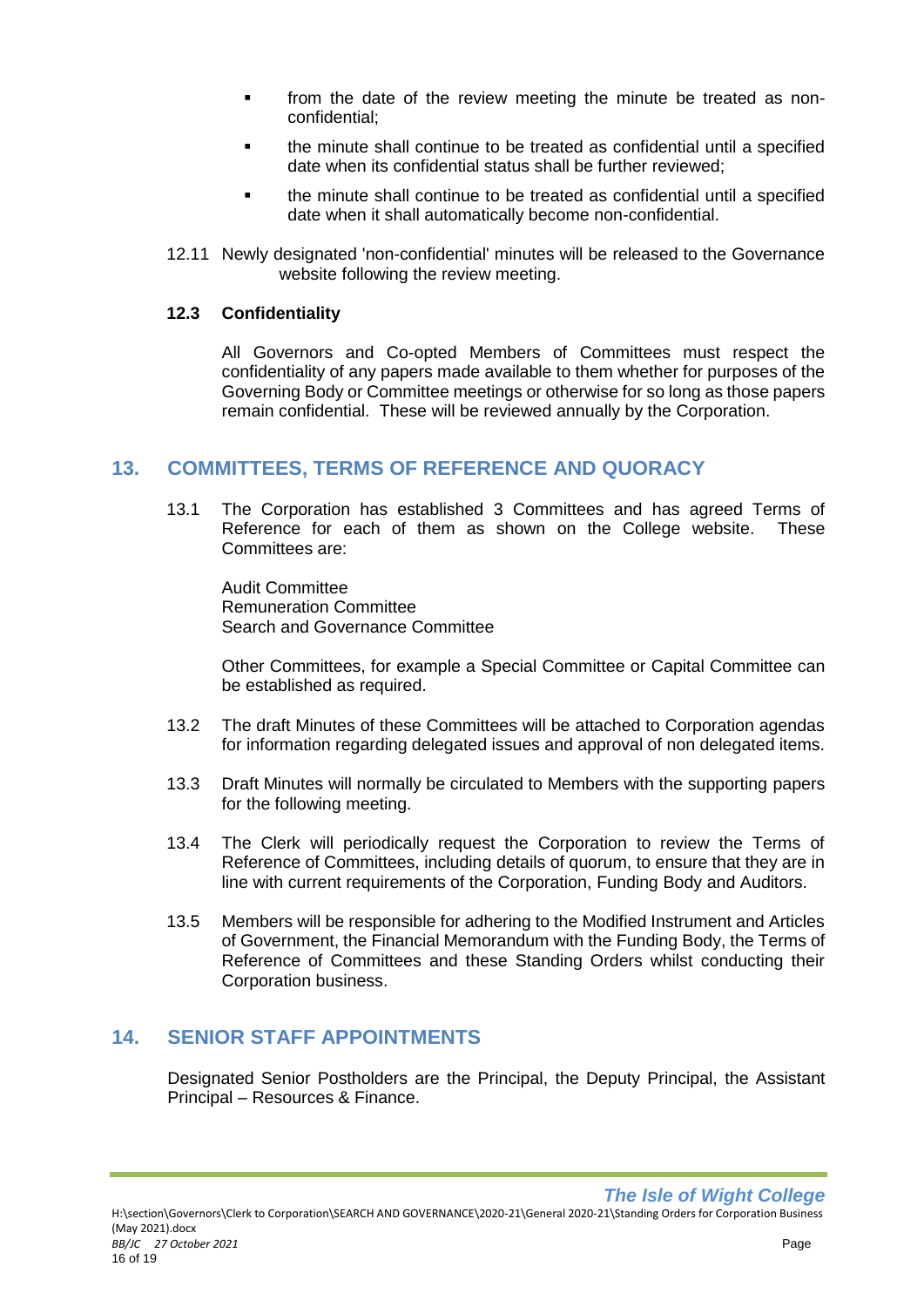- from the date of the review meeting the minute be treated as non-confidential;
- the minute shall continue to be treated as confidential until a specified date when its confidential status shall be further reviewed;
- the minute shall continue to be treated as confidential until a specified date when it shall automatically become non-confidential.

12.11 Newly designated 'non-confidential' minutes will be released to the Governance website following the review meeting.

**12.3 Confidentiality**

All Governors and Co-opted Members of Committees must respect the confidentiality of any papers made available to them whether for purposes of the Governing Body or Committee meetings or otherwise for so long as those papers remain confidential. These will be reviewed annually by the Corporation.

## 13. COMMITTEES, TERMS OF REFERENCE AND QUORACY

13.1 The Corporation has established 3 Committees and has agreed Terms of Reference for each of them as shown on the College website. These Committees are:

Audit Committee
Remuneration Committee
Search and Governance Committee

Other Committees, for example a Special Committee or Capital Committee can be established as required.

13.2 The draft Minutes of these Committees will be attached to Corporation agendas for information regarding delegated issues and approval of non delegated items.

13.3 Draft Minutes will normally be circulated to Members with the supporting papers for the following meeting.

13.4 The Clerk will periodically request the Corporation to review the Terms of Reference of Committees, including details of quorum, to ensure that they are in line with current requirements of the Corporation, Funding Body and Auditors.

13.5 Members will be responsible for adhering to the Modified Instrument and Articles of Government, the Financial Memorandum with the Funding Body, the Terms of Reference of Committees and these Standing Orders whilst conducting their Corporation business.

## 14. SENIOR STAFF APPOINTMENTS

Designated Senior Postholders are the Principal, the Deputy Principal, the Assistant Principal – Resources & Finance.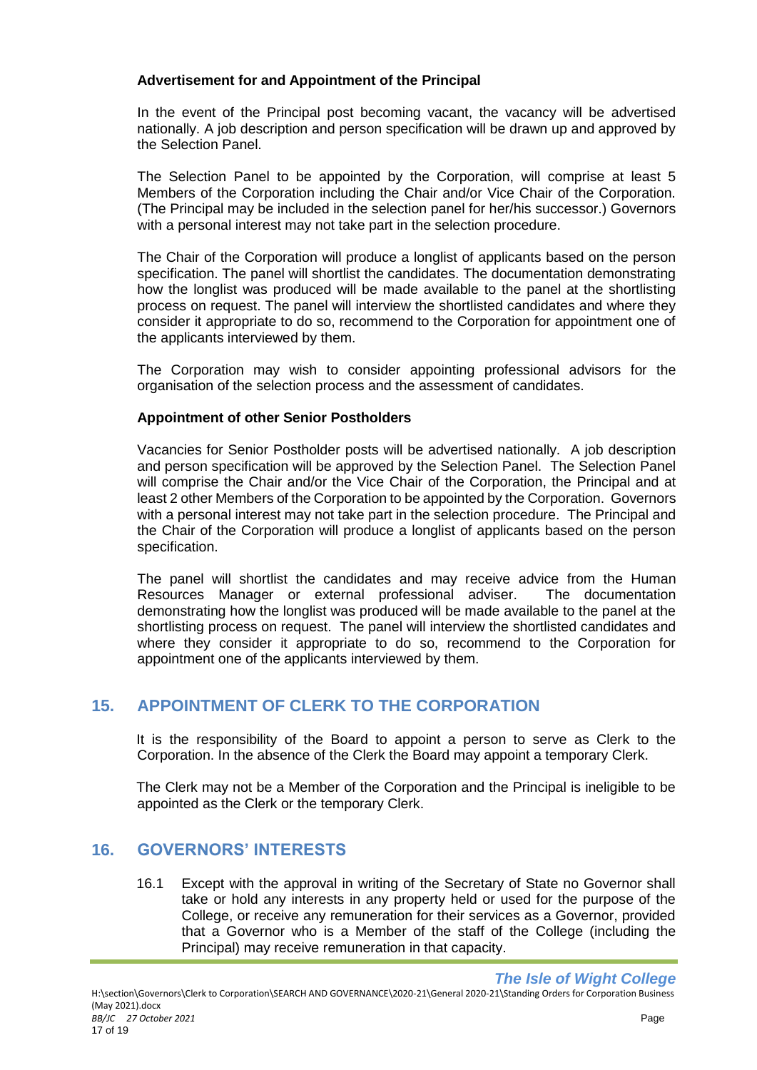**Advertisement for and Appointment of the Principal**

In the event of the Principal post becoming vacant, the vacancy will be advertised nationally. A job description and person specification will be drawn up and approved by the Selection Panel.

The Selection Panel to be appointed by the Corporation, will comprise at least 5 Members of the Corporation including the Chair and/or Vice Chair of the Corporation. (The Principal may be included in the selection panel for her/his successor.) Governors with a personal interest may not take part in the selection procedure.

The Chair of the Corporation will produce a longlist of applicants based on the person specification. The panel will shortlist the candidates. The documentation demonstrating how the longlist was produced will be made available to the panel at the shortlisting process on request. The panel will interview the shortlisted candidates and where they consider it appropriate to do so, recommend to the Corporation for appointment one of the applicants interviewed by them.

The Corporation may wish to consider appointing professional advisors for the organisation of the selection process and the assessment of candidates.

**Appointment of other Senior Postholders**

Vacancies for Senior Postholder posts will be advertised nationally. A job description and person specification will be approved by the Selection Panel. The Selection Panel will comprise the Chair and/or the Vice Chair of the Corporation, the Principal and at least 2 other Members of the Corporation to be appointed by the Corporation. Governors with a personal interest may not take part in the selection procedure. The Principal and the Chair of the Corporation will produce a longlist of applicants based on the person specification.

The panel will shortlist the candidates and may receive advice from the Human Resources Manager or external professional adviser. The documentation demonstrating how the longlist was produced will be made available to the panel at the shortlisting process on request. The panel will interview the shortlisted candidates and where they consider it appropriate to do so, recommend to the Corporation for appointment one of the applicants interviewed by them.

## 15. APPOINTMENT OF CLERK TO THE CORPORATION

It is the responsibility of the Board to appoint a person to serve as Clerk to the Corporation. In the absence of the Clerk the Board may appoint a temporary Clerk.

The Clerk may not be a Member of the Corporation and the Principal is ineligible to be appointed as the Clerk or the temporary Clerk.

## 16. GOVERNORS' INTERESTS

16.1 Except with the approval in writing of the Secretary of State no Governor shall take or hold any interests in any property held or used for the purpose of the College, or receive any remuneration for their services as a Governor, provided that a Governor who is a Member of the staff of the College (including the Principal) may receive remuneration in that capacity.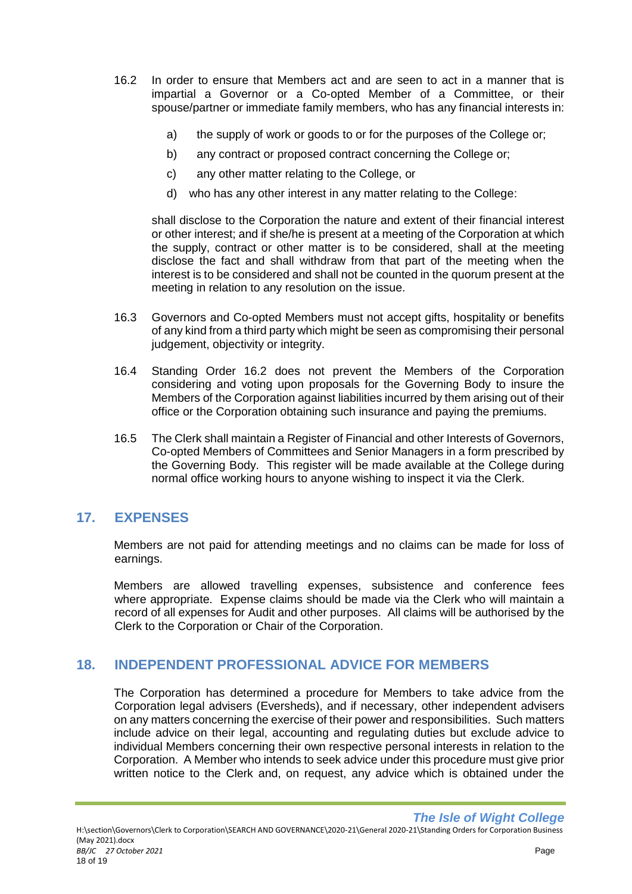16.2 In order to ensure that Members act and are seen to act in a manner that is impartial a Governor or a Co-opted Member of a Committee, or their spouse/partner or immediate family members, who has any financial interests in:

a) the supply of work or goods to or for the purposes of the College or;

b) any contract or proposed contract concerning the College or;

c) any other matter relating to the College, or

d) who has any other interest in any matter relating to the College:

shall disclose to the Corporation the nature and extent of their financial interest or other interest; and if she/he is present at a meeting of the Corporation at which the supply, contract or other matter is to be considered, shall at the meeting disclose the fact and shall withdraw from that part of the meeting when the interest is to be considered and shall not be counted in the quorum present at the meeting in relation to any resolution on the issue.

16.3 Governors and Co-opted Members must not accept gifts, hospitality or benefits of any kind from a third party which might be seen as compromising their personal judgement, objectivity or integrity.

16.4 Standing Order 16.2 does not prevent the Members of the Corporation considering and voting upon proposals for the Governing Body to insure the Members of the Corporation against liabilities incurred by them arising out of their office or the Corporation obtaining such insurance and paying the premiums.

16.5 The Clerk shall maintain a Register of Financial and other Interests of Governors, Co-opted Members of Committees and Senior Managers in a form prescribed by the Governing Body. This register will be made available at the College during normal office working hours to anyone wishing to inspect it via the Clerk.

## 17. EXPENSES

Members are not paid for attending meetings and no claims can be made for loss of earnings.

Members are allowed travelling expenses, subsistence and conference fees where appropriate. Expense claims should be made via the Clerk who will maintain a record of all expenses for Audit and other purposes. All claims will be authorised by the Clerk to the Corporation or Chair of the Corporation.

## 18. INDEPENDENT PROFESSIONAL ADVICE FOR MEMBERS

The Corporation has determined a procedure for Members to take advice from the Corporation legal advisers (Eversheds), and if necessary, other independent advisers on any matters concerning the exercise of their power and responsibilities. Such matters include advice on their legal, accounting and regulating duties but exclude advice to individual Members concerning their own respective personal interests in relation to the Corporation. A Member who intends to seek advice under this procedure must give prior written notice to the Clerk and, on request, any advice which is obtained under the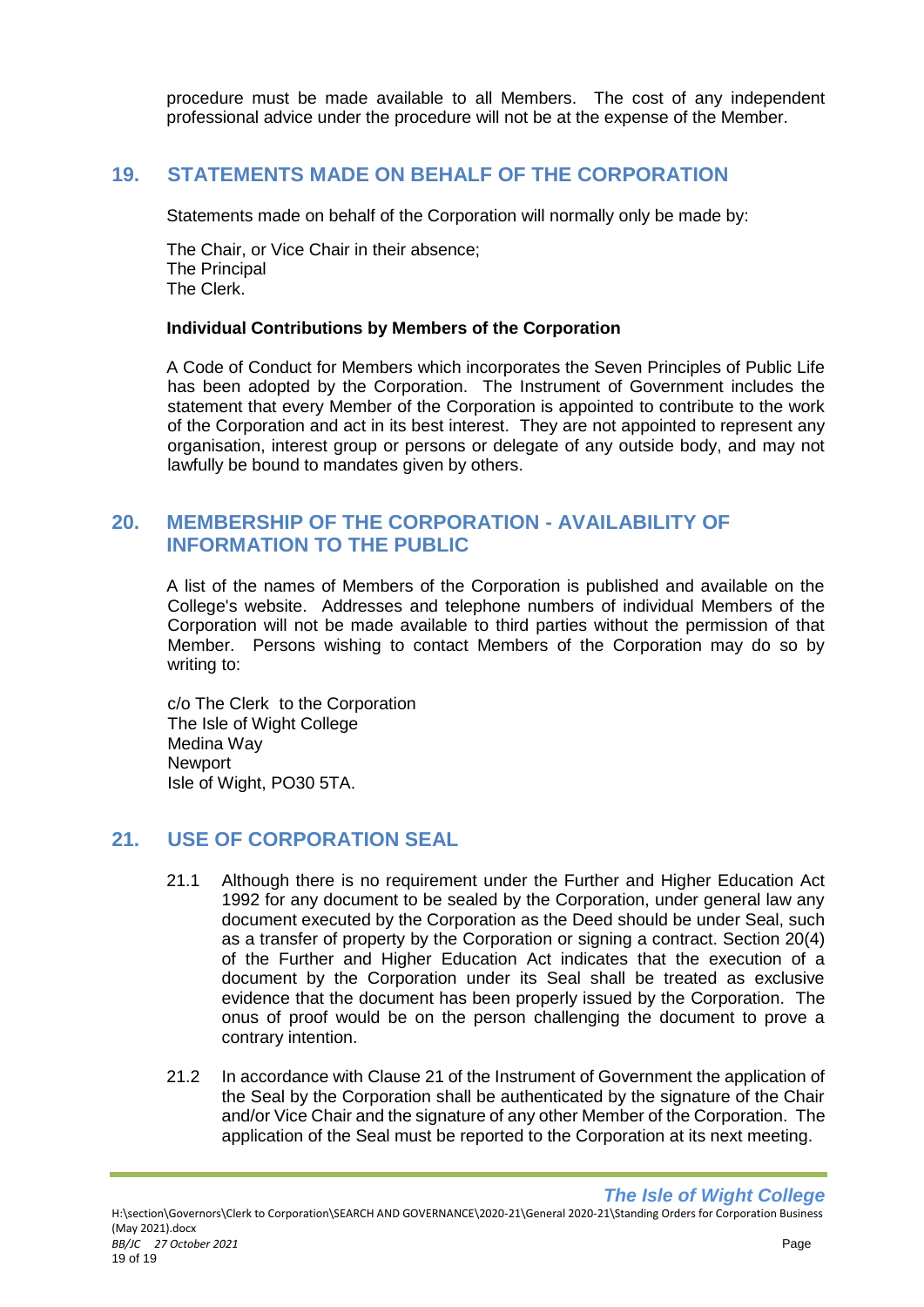procedure must be made available to all Members. The cost of any independent professional advice under the procedure will not be at the expense of the Member.

## 19. STATEMENTS MADE ON BEHALF OF THE CORPORATION

Statements made on behalf of the Corporation will normally only be made by:

The Chair, or Vice Chair in their absence;
The Principal
The Clerk.

**Individual Contributions by Members of the Corporation**

A Code of Conduct for Members which incorporates the Seven Principles of Public Life has been adopted by the Corporation. The Instrument of Government includes the statement that every Member of the Corporation is appointed to contribute to the work of the Corporation and act in its best interest. They are not appointed to represent any organisation, interest group or persons or delegate of any outside body, and may not lawfully be bound to mandates given by others.

## 20. MEMBERSHIP OF THE CORPORATION - AVAILABILITY OF INFORMATION TO THE PUBLIC

A list of the names of Members of the Corporation is published and available on the College's website. Addresses and telephone numbers of individual Members of the Corporation will not be made available to third parties without the permission of that Member. Persons wishing to contact Members of the Corporation may do so by writing to:

c/o The Clerk to the Corporation
The Isle of Wight College
Medina Way
Newport
Isle of Wight, PO30 5TA.

## 21. USE OF CORPORATION SEAL

21.1 Although there is no requirement under the Further and Higher Education Act 1992 for any document to be sealed by the Corporation, under general law any document executed by the Corporation as the Deed should be under Seal, such as a transfer of property by the Corporation or signing a contract. Section 20(4) of the Further and Higher Education Act indicates that the execution of a document by the Corporation under its Seal shall be treated as exclusive evidence that the document has been properly issued by the Corporation. The onus of proof would be on the person challenging the document to prove a contrary intention.

21.2 In accordance with Clause 21 of the Instrument of Government the application of the Seal by the Corporation shall be authenticated by the signature of the Chair and/or Vice Chair and the signature of any other Member of the Corporation. The application of the Seal must be reported to the Corporation at its next meeting.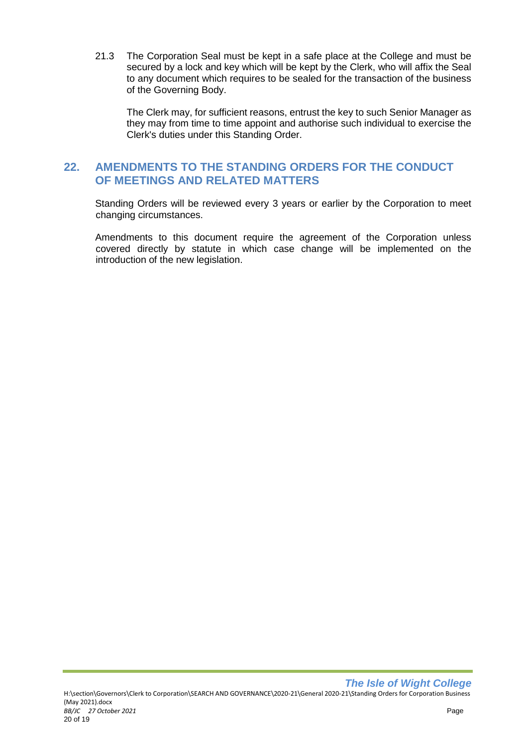21.3 The Corporation Seal must be kept in a safe place at the College and must be secured by a lock and key which will be kept by the Clerk, who will affix the Seal to any document which requires to be sealed for the transaction of the business of the Governing Body.

The Clerk may, for sufficient reasons, entrust the key to such Senior Manager as they may from time to time appoint and authorise such individual to exercise the Clerk's duties under this Standing Order.

## 22. AMENDMENTS TO THE STANDING ORDERS FOR THE CONDUCT OF MEETINGS AND RELATED MATTERS

Standing Orders will be reviewed every 3 years or earlier by the Corporation to meet changing circumstances.

Amendments to this document require the agreement of the Corporation unless covered directly by statute in which case change will be implemented on the introduction of the new legislation.